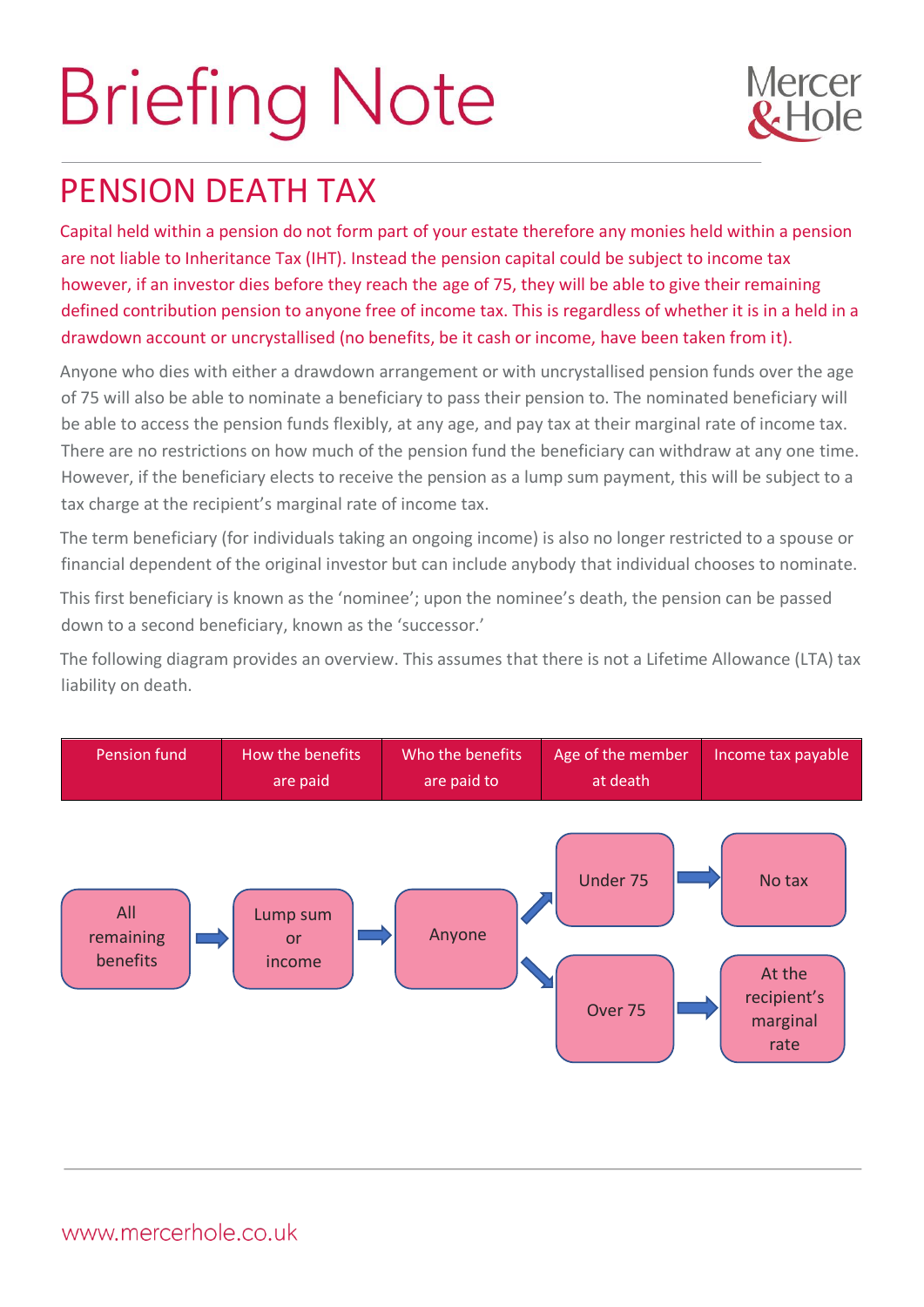# Briefing Note

## PENSION DEATH TAX

Capital held within a pension do not form part of your estate therefore any monies held within a pension are not liable to Inheritance Tax (IHT). Instead the pension capital could be subject to income tax however, if an investor dies before they reach the age of 75, they will be able to give their remaining defined contribution pension to anyone free of income tax. This is regardless of whether it is in a held in a drawdown account or uncrystallised (no benefits, be it cash or income, have been taken from it).

Anyone who dies with either a drawdown arrangement or with uncrystallised pension funds over the age of 75 will also be able to nominate a beneficiary to pass their pension to. The nominated beneficiary will be able to access the pension funds flexibly, at any age, and pay tax at their marginal rate of income tax. There are no restrictions on how much of the pension fund the beneficiary can withdraw at any one time. However, if the beneficiary elects to receive the pension as a lump sum payment, this will be subject to a tax charge at the recipient's marginal rate of income tax.

The term beneficiary (for individuals taking an ongoing income) is also no longer restricted to a spouse or financial dependent of the original investor but can include anybody that individual chooses to nominate.

This first beneficiary is known as the 'nominee'; upon the nominee's death, the pension can be passed down to a second beneficiary, known as the 'successor.'

The following diagram provides an overview. This assumes that there is not a Lifetime Allowance (LTA) tax liability on death.

| Pension fund | How the benefits are paid | Who the benefits are paid to | Age of the member at death | Income tax payable |
|---|---|---|---|---|
| All remaining benefits | Lump sum or income | Anyone | Under 75 | No tax |
| | | | Over 75 | At the recipient's marginal rate |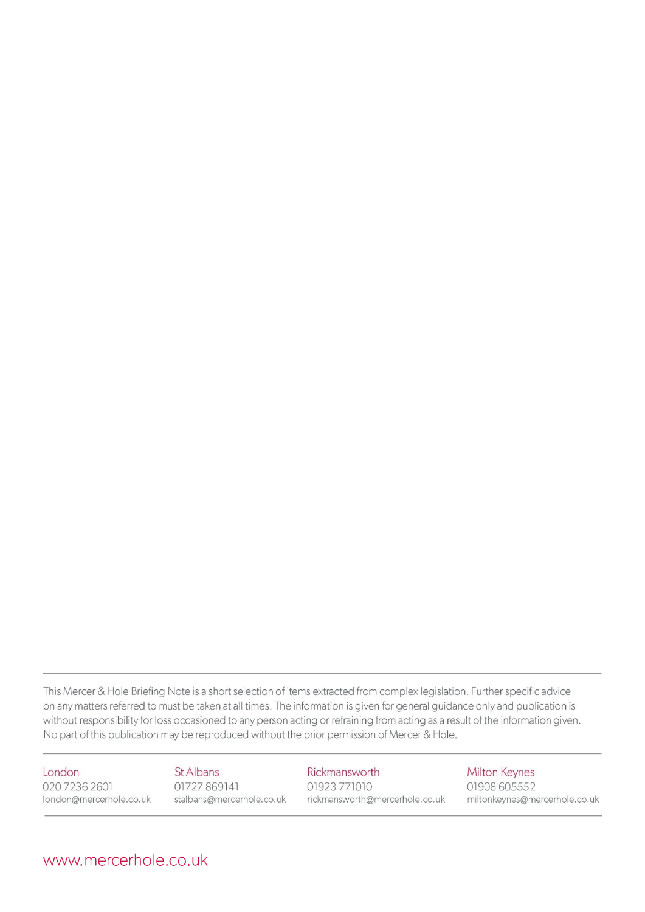This Mercer & Hole Briefing Note is a short selection of items extracted from complex legislation. Further specific advice on any matters referred to must be taken at all times. The information is given for general guidance only and publication is without responsibility for loss occasioned to any person acting or refraining from acting as a result of the information given. No part of this publication may be reproduced without the prior permission of Mercer & Hole.

| London | St Albans | Rickmansworth | Milton Keynes |
|---|---|---|---|
| 020 7236 2601 | 01727 869141 | 01923 771010 | 01908 605552 |
| london@mercerhole.co.uk | stalbans@mercerhole.co.uk | rickmansworth@mercerhole.co.uk | miltonkeynes@mercerhole.co.uk |

www.mercerhole.co.uk